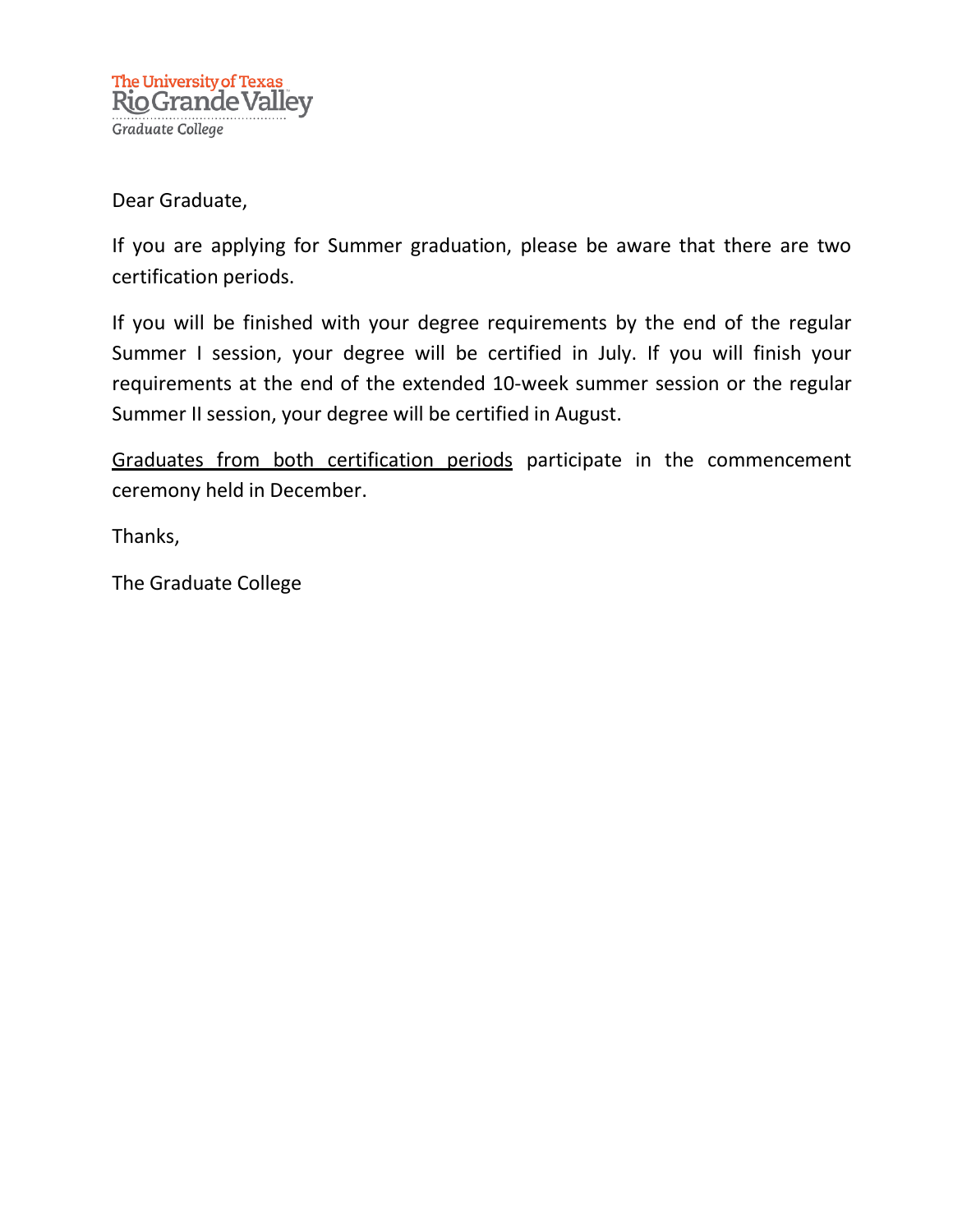The University of Texas Rio Grande Valley
*Graduate College*

Dear Graduate,

If you are applying for Summer graduation, please be aware that there are two certification periods.

If you will be finished with your degree requirements by the end of the regular Summer I session, your degree will be certified in July. If you will finish your requirements at the end of the extended 10-week summer session or the regular Summer II session, your degree will be certified in August.

<u>Graduates from both certification periods</u> participate in the commencement ceremony held in December.

Thanks,

The Graduate College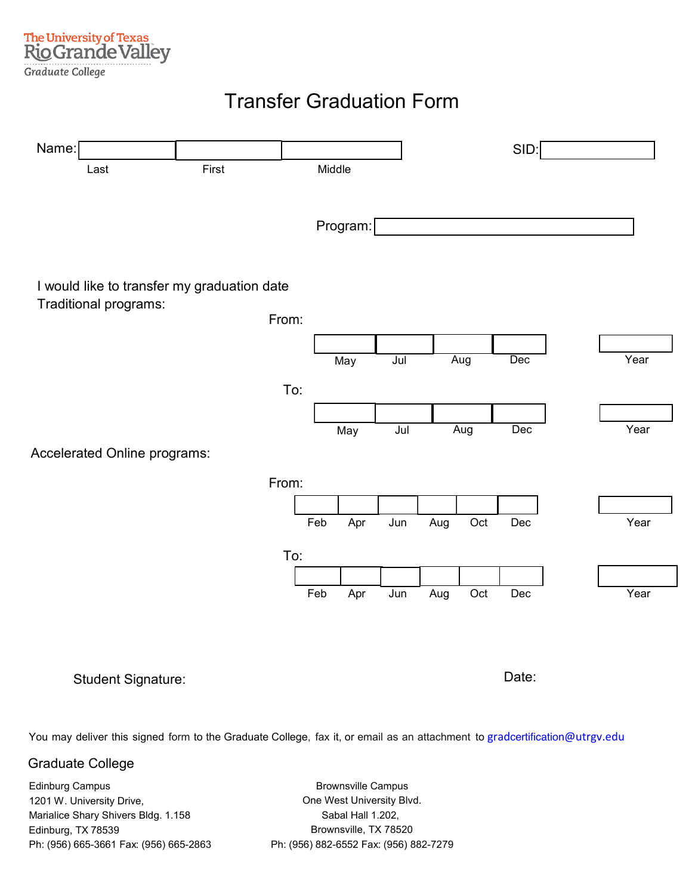The University of Texas Rio Grande Valley
Graduate College

# Transfer Graduation Form

Name: | | | | SID: | |
|---|---|---|---|---|---|
| Last | First | Middle | | | |

Program: 

I would like to transfer my graduation date

Traditional programs:

From:

| May | Jul | Aug | Dec | Year |
|---|---|---|---|---|
| | | | | |

To:

| May | Jul | Aug | Dec | Year |
|---|---|---|---|---|
| | | | | |

Accelerated Online programs:

From:

| Feb | Apr | Jun | Aug | Oct | Dec | Year |
|---|---|---|---|---|---|---|
| | | | | | | |

To:

| Feb | Apr | Jun | Aug | Oct | Dec | Year |
|---|---|---|---|---|---|---|
| | | | | | | |

Student Signature: Date:

You may deliver this signed form to the Graduate College, fax it, or email as an attachment to gradcertification@utrgv.edu

## Graduate College

Edinburg Campus
1201 W. University Drive,
Marialice Shary Shivers Bldg. 1.158
Edinburg, TX 78539
Ph: (956) 665-3661 Fax: (956) 665-2863

Brownsville Campus
One West University Blvd.
Sabal Hall 1.202,
Brownsville, TX 78520
Ph: (956) 882-6552 Fax: (956) 882-7279